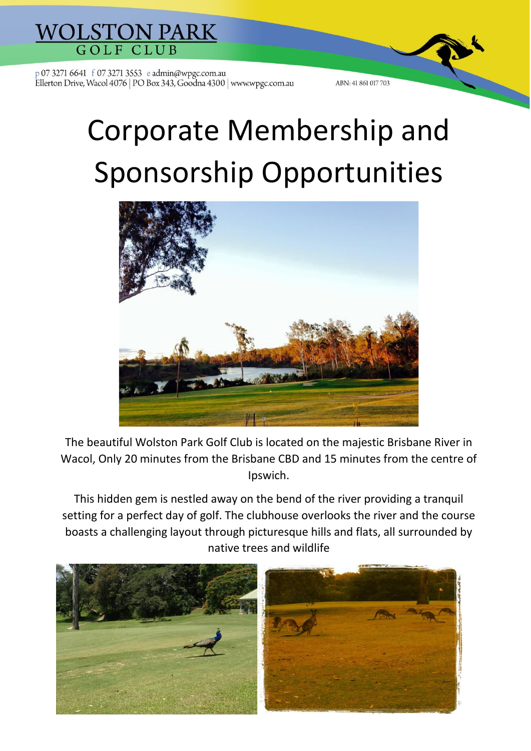# WOLSTON PARK
## GOLF CLUB

p 07 3271 6641 f 07 3271 3553 e admin@wpgc.com.au
Ellerton Drive, Wacol 4076 | PO Box 343, Goodna 4300 | www.wpgc.com.au

ABN: 41 861 017 703

# Corporate Membership and Sponsorship Opportunities

The beautiful Wolston Park Golf Club is located on the majestic Brisbane River in Wacol, Only 20 minutes from the Brisbane CBD and 15 minutes from the centre of Ipswich.

This hidden gem is nestled away on the bend of the river providing a tranquil setting for a perfect day of golf. The clubhouse overlooks the river and the course boasts a challenging layout through picturesque hills and flats, all surrounded by native trees and wildlife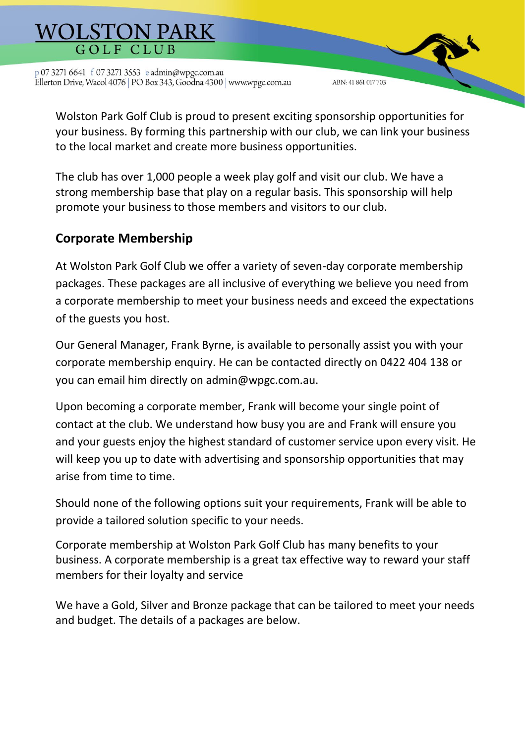Wolston Park Golf Club is proud to present exciting sponsorship opportunities for your business. By forming this partnership with our club, we can link your business to the local market and create more business opportunities.

The club has over 1,000 people a week play golf and visit our club. We have a strong membership base that play on a regular basis. This sponsorship will help promote your business to those members and visitors to our club.

## Corporate Membership

At Wolston Park Golf Club we offer a variety of seven-day corporate membership packages. These packages are all inclusive of everything we believe you need from a corporate membership to meet your business needs and exceed the expectations of the guests you host.

Our General Manager, Frank Byrne, is available to personally assist you with your corporate membership enquiry. He can be contacted directly on 0422 404 138 or you can email him directly on admin@wpgc.com.au.

Upon becoming a corporate member, Frank will become your single point of contact at the club. We understand how busy you are and Frank will ensure you and your guests enjoy the highest standard of customer service upon every visit. He will keep you up to date with advertising and sponsorship opportunities that may arise from time to time.

Should none of the following options suit your requirements, Frank will be able to provide a tailored solution specific to your needs.

Corporate membership at Wolston Park Golf Club has many benefits to your business. A corporate membership is a great tax effective way to reward your staff members for their loyalty and service

We have a Gold, Silver and Bronze package that can be tailored to meet your needs and budget. The details of a packages are below.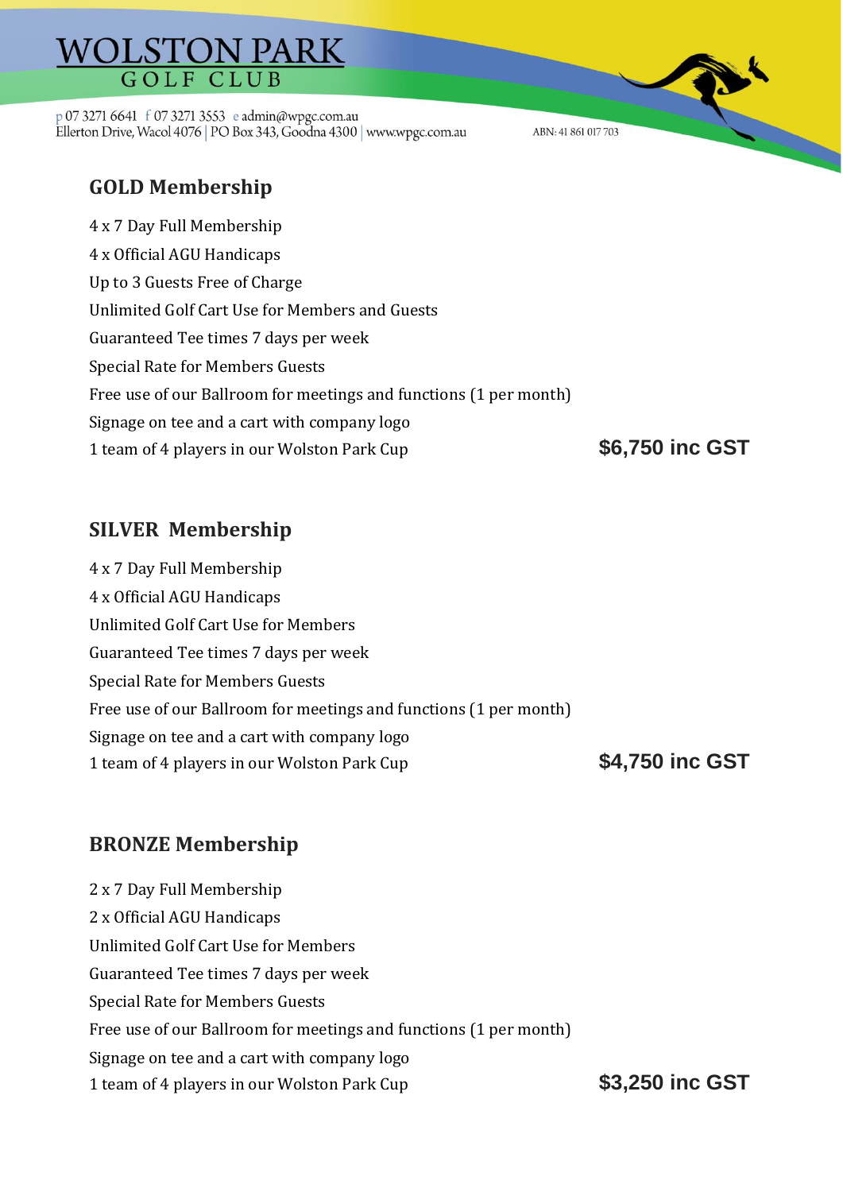## GOLD Membership

4 x 7 Day Full Membership
4 x Official AGU Handicaps
Up to 3 Guests Free of Charge
Unlimited Golf Cart Use for Members and Guests
Guaranteed Tee times 7 days per week
Special Rate for Members Guests
Free use of our Ballroom for meetings and functions (1 per month)
Signage on tee and a cart with company logo
1 team of 4 players in our Wolston Park Cup

**$6,750 inc GST**

## SILVER Membership

4 x 7 Day Full Membership
4 x Official AGU Handicaps
Unlimited Golf Cart Use for Members
Guaranteed Tee times 7 days per week
Special Rate for Members Guests
Free use of our Ballroom for meetings and functions (1 per month)
Signage on tee and a cart with company logo
1 team of 4 players in our Wolston Park Cup

**$4,750 inc GST**

## BRONZE Membership

2 x 7 Day Full Membership
2 x Official AGU Handicaps
Unlimited Golf Cart Use for Members
Guaranteed Tee times 7 days per week
Special Rate for Members Guests
Free use of our Ballroom for meetings and functions (1 per month)
Signage on tee and a cart with company logo
1 team of 4 players in our Wolston Park Cup

**$3,250 inc GST**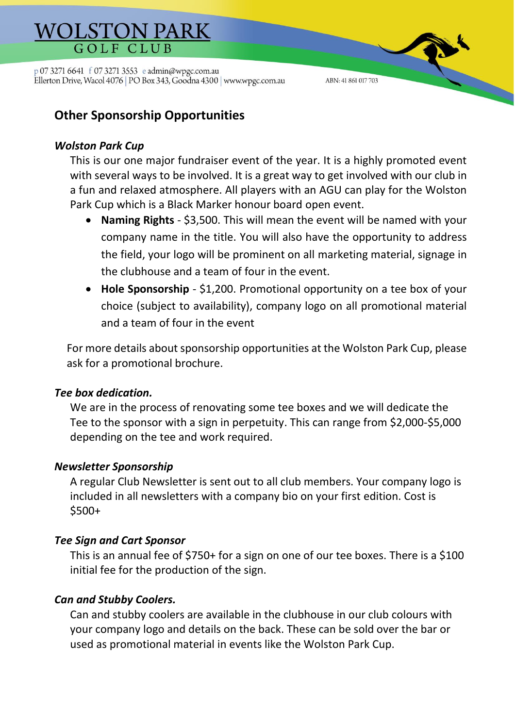# Other Sponsorship Opportunities

### *Wolston Park Cup*

This is our one major fundraiser event of the year. It is a highly promoted event with several ways to be involved. It is a great way to get involved with our club in a fun and relaxed atmosphere. All players with an AGU can play for the Wolston Park Cup which is a Black Marker honour board open event.

- **Naming Rights** - $3,500. This will mean the event will be named with your company name in the title. You will also have the opportunity to address the field, your logo will be prominent on all marketing material, signage in the clubhouse and a team of four in the event.
- **Hole Sponsorship** - $1,200. Promotional opportunity on a tee box of your choice (subject to availability), company logo on all promotional material and a team of four in the event

For more details about sponsorship opportunities at the Wolston Park Cup, please ask for a promotional brochure.

### *Tee box dedication.*

We are in the process of renovating some tee boxes and we will dedicate the Tee to the sponsor with a sign in perpetuity. This can range from $2,000-$5,000 depending on the tee and work required.

### *Newsletter Sponsorship*

A regular Club Newsletter is sent out to all club members. Your company logo is included in all newsletters with a company bio on your first edition. Cost is $500+

### *Tee Sign and Cart Sponsor*

This is an annual fee of $750+ for a sign on one of our tee boxes. There is a $100 initial fee for the production of the sign.

### *Can and Stubby Coolers.*

Can and stubby coolers are available in the clubhouse in our club colours with your company logo and details on the back. These can be sold over the bar or used as promotional material in events like the Wolston Park Cup.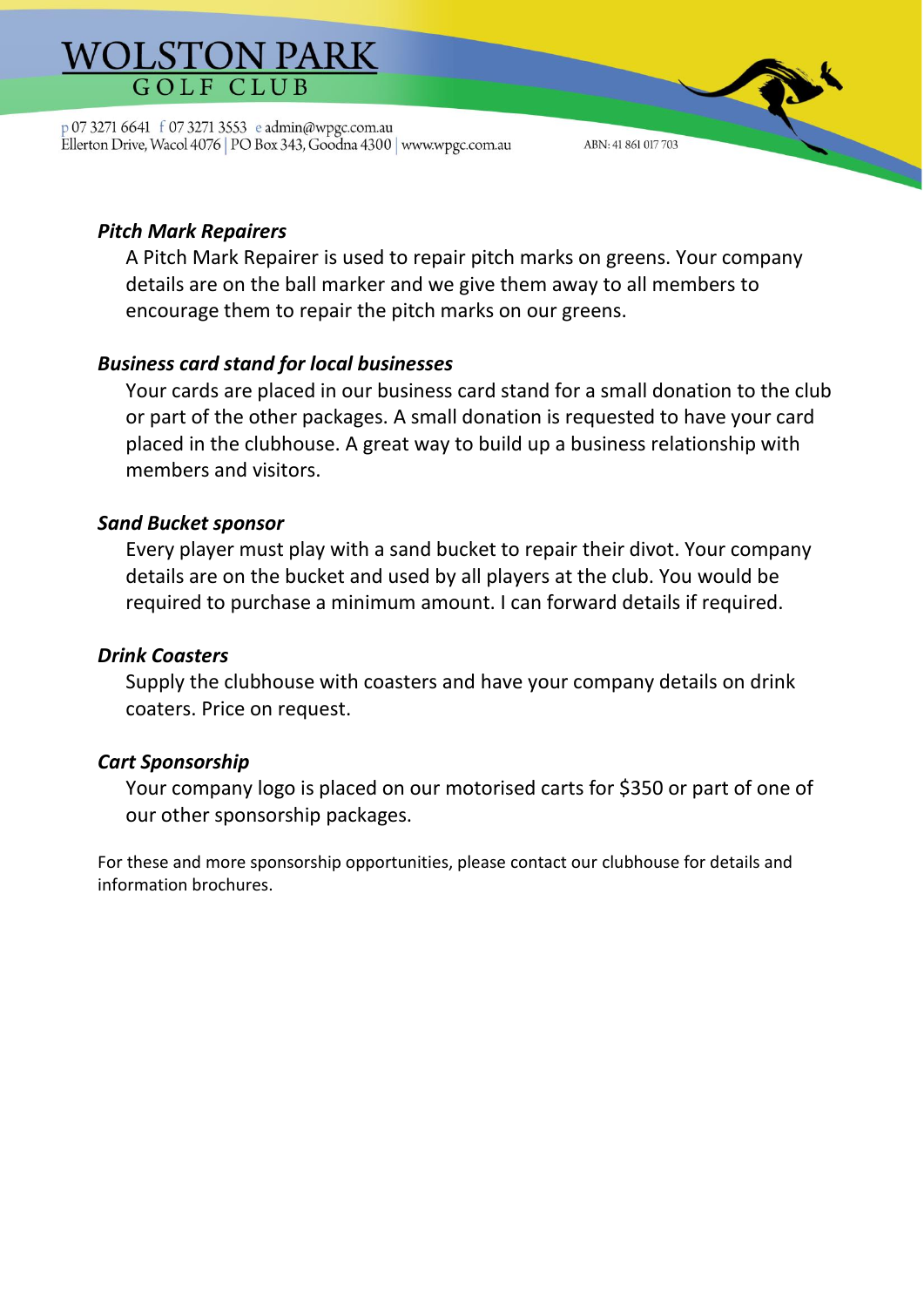### *Pitch Mark Repairers*

A Pitch Mark Repairer is used to repair pitch marks on greens. Your company details are on the ball marker and we give them away to all members to encourage them to repair the pitch marks on our greens.

### *Business card stand for local businesses*

Your cards are placed in our business card stand for a small donation to the club or part of the other packages. A small donation is requested to have your card placed in the clubhouse. A great way to build up a business relationship with members and visitors.

### *Sand Bucket sponsor*

Every player must play with a sand bucket to repair their divot. Your company details are on the bucket and used by all players at the club. You would be required to purchase a minimum amount. I can forward details if required.

### *Drink Coasters*

Supply the clubhouse with coasters and have your company details on drink coaters. Price on request.

### *Cart Sponsorship*

Your company logo is placed on our motorised carts for $350 or part of one of our other sponsorship packages.

For these and more sponsorship opportunities, please contact our clubhouse for details and information brochures.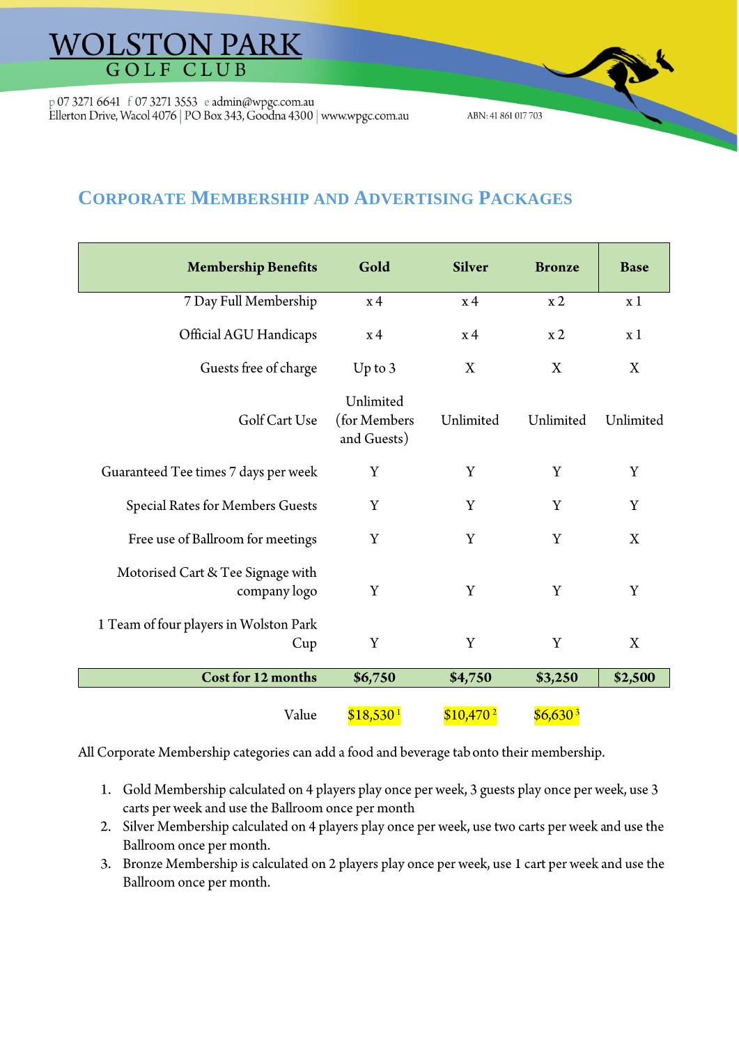WOLSTON PARK
GOLF CLUB

p 07 3271 6641 f 07 3271 3553 e admin@wpgc.com.au
Ellerton Drive, Wacol 4076 | PO Box 343, Goodna 4300 | www.wpgc.com.au

ABN: 41 861 017 703

## CORPORATE MEMBERSHIP AND ADVERTISING PACKAGES

| Membership Benefits | Gold | Silver | Bronze | Base |
|---|---|---|---|---|
| 7 Day Full Membership | x 4 | x 4 | x 2 | x 1 |
| Official AGU Handicaps | x 4 | x 4 | x 2 | x 1 |
| Guests free of charge | Up to 3 | X | X | X |
| Golf Cart Use | Unlimited (for Members and Guests) | Unlimited | Unlimited | Unlimited |
| Guaranteed Tee times 7 days per week | Y | Y | Y | Y |
| Special Rates for Members Guests | Y | Y | Y | Y |
| Free use of Ballroom for meetings | Y | Y | Y | X |
| Motorised Cart & Tee Signage with company logo | Y | Y | Y | Y |
| 1 Team of four players in Wolston Park Cup | Y | Y | Y | X |
| **Cost for 12 months** | **$6,750** | **$4,750** | **$3,250** | **$2,500** |
| Value | $18,530 [1] | $10,470 [2] | $6,630 [3] | |

All Corporate Membership categories can add a food and beverage tab onto their membership.

1. Gold Membership calculated on 4 players play once per week, 3 guests play once per week, use 3 carts per week and use the Ballroom once per month
2. Silver Membership calculated on 4 players play once per week, use two carts per week and use the Ballroom once per month.
3. Bronze Membership is calculated on 2 players play once per week, use 1 cart per week and use the Ballroom once per month.